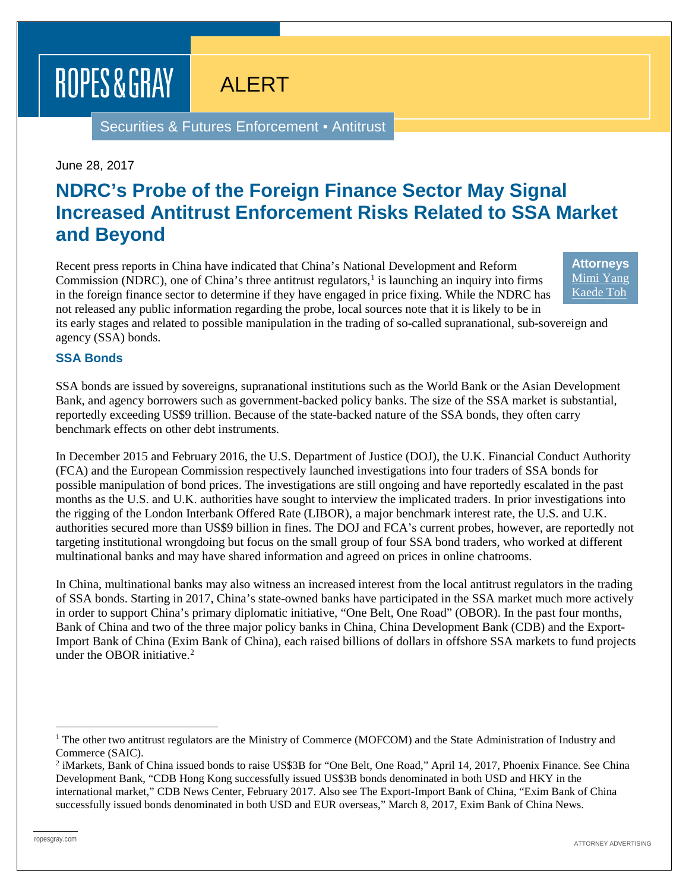ROPES & GRAY

ALERT

Securities & Futures Enforcement ▪ Antitrust

June 28, 2017

# NDRC's Probe of the Foreign Finance Sector May Signal Increased Antitrust Enforcement Risks Related to SSA Market and Beyond

**Attorneys**
Mimi Yang
Kaede Toh

Recent press reports in China have indicated that China's National Development and Reform Commission (NDRC), one of China's three antitrust regulators,[1] is launching an inquiry into firms in the foreign finance sector to determine if they have engaged in price fixing. While the NDRC has not released any public information regarding the probe, local sources note that it is likely to be in its early stages and related to possible manipulation in the trading of so-called supranational, sub-sovereign and agency (SSA) bonds.

## SSA Bonds

SSA bonds are issued by sovereigns, supranational institutions such as the World Bank or the Asian Development Bank, and agency borrowers such as government-backed policy banks. The size of the SSA market is substantial, reportedly exceeding US$9 trillion. Because of the state-backed nature of the SSA bonds, they often carry benchmark effects on other debt instruments.

In December 2015 and February 2016, the U.S. Department of Justice (DOJ), the U.K. Financial Conduct Authority (FCA) and the European Commission respectively launched investigations into four traders of SSA bonds for possible manipulation of bond prices. The investigations are still ongoing and have reportedly escalated in the past months as the U.S. and U.K. authorities have sought to interview the implicated traders. In prior investigations into the rigging of the London Interbank Offered Rate (LIBOR), a major benchmark interest rate, the U.S. and U.K. authorities secured more than US$9 billion in fines. The DOJ and FCA's current probes, however, are reportedly not targeting institutional wrongdoing but focus on the small group of four SSA bond traders, who worked at different multinational banks and may have shared information and agreed on prices in online chatrooms.

In China, multinational banks may also witness an increased interest from the local antitrust regulators in the trading of SSA bonds. Starting in 2017, China's state-owned banks have participated in the SSA market much more actively in order to support China's primary diplomatic initiative, "One Belt, One Road" (OBOR). In the past four months, Bank of China and two of the three major policy banks in China, China Development Bank (CDB) and the Export-Import Bank of China (Exim Bank of China), each raised billions of dollars in offshore SSA markets to fund projects under the OBOR initiative.[2]

---

[1] The other two antitrust regulators are the Ministry of Commerce (MOFCOM) and the State Administration of Industry and Commerce (SAIC).

[2] iMarkets, Bank of China issued bonds to raise US$3B for "One Belt, One Road," April 14, 2017, Phoenix Finance. See China Development Bank, "CDB Hong Kong successfully issued US$3B bonds denominated in both USD and HKY in the international market," CDB News Center, February 2017. Also see The Export-Import Bank of China, "Exim Bank of China successfully issued bonds denominated in both USD and EUR overseas," March 8, 2017, Exim Bank of China News.

ropesgray.com

ATTORNEY ADVERTISING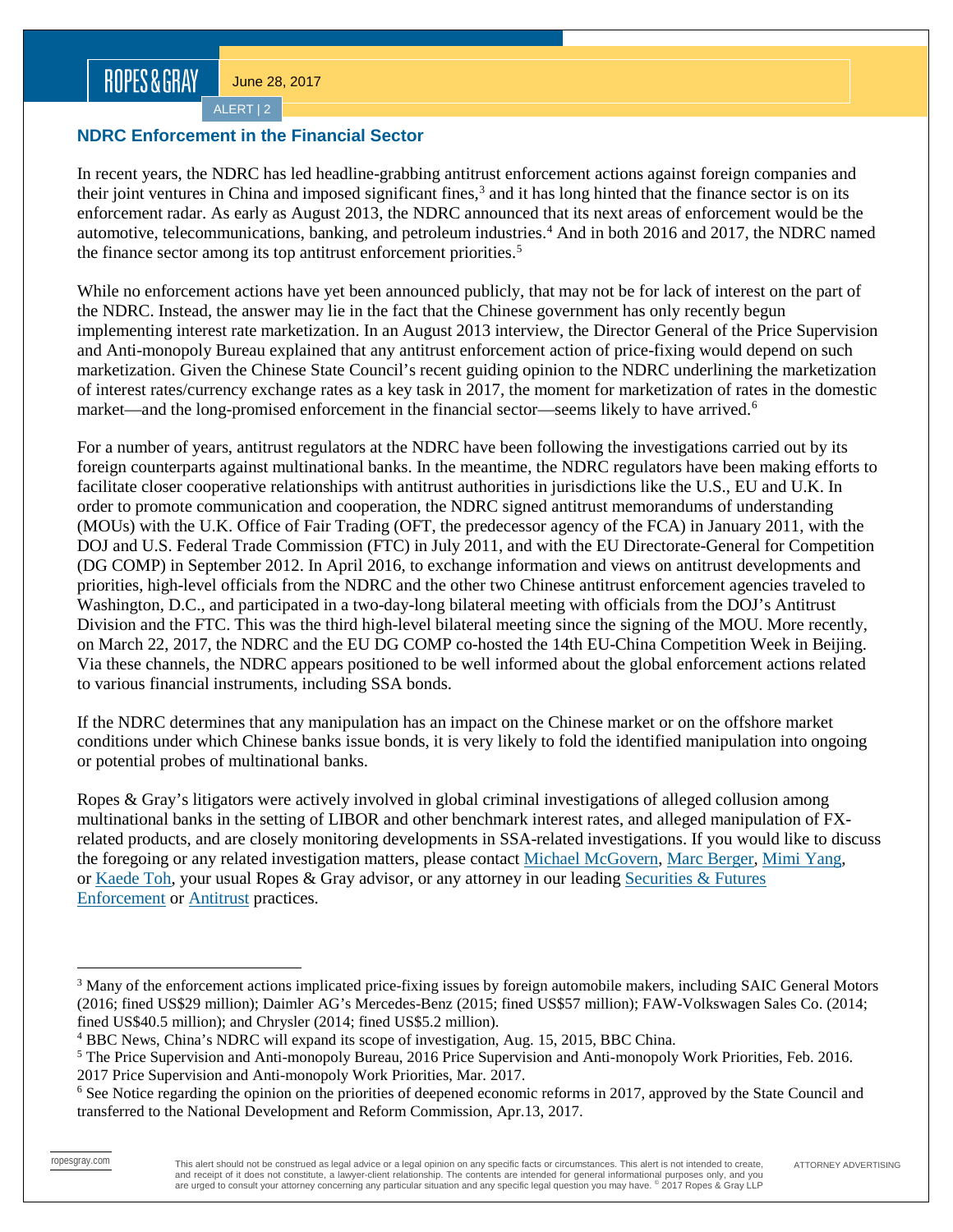## NDRC Enforcement in the Financial Sector

In recent years, the NDRC has led headline-grabbing antitrust enforcement actions against foreign companies and their joint ventures in China and imposed significant fines,[3] and it has long hinted that the finance sector is on its enforcement radar. As early as August 2013, the NDRC announced that its next areas of enforcement would be the automotive, telecommunications, banking, and petroleum industries.[4] And in both 2016 and 2017, the NDRC named the finance sector among its top antitrust enforcement priorities.[5]

While no enforcement actions have yet been announced publicly, that may not be for lack of interest on the part of the NDRC. Instead, the answer may lie in the fact that the Chinese government has only recently begun implementing interest rate marketization. In an August 2013 interview, the Director General of the Price Supervision and Anti-monopoly Bureau explained that any antitrust enforcement action of price-fixing would depend on such marketization. Given the Chinese State Council's recent guiding opinion to the NDRC underlining the marketization of interest rates/currency exchange rates as a key task in 2017, the moment for marketization of rates in the domestic market—and the long-promised enforcement in the financial sector—seems likely to have arrived.[6]

For a number of years, antitrust regulators at the NDRC have been following the investigations carried out by its foreign counterparts against multinational banks. In the meantime, the NDRC regulators have been making efforts to facilitate closer cooperative relationships with antitrust authorities in jurisdictions like the U.S., EU and U.K. In order to promote communication and cooperation, the NDRC signed antitrust memorandums of understanding (MOUs) with the U.K. Office of Fair Trading (OFT, the predecessor agency of the FCA) in January 2011, with the DOJ and U.S. Federal Trade Commission (FTC) in July 2011, and with the EU Directorate-General for Competition (DG COMP) in September 2012. In April 2016, to exchange information and views on antitrust developments and priorities, high-level officials from the NDRC and the other two Chinese antitrust enforcement agencies traveled to Washington, D.C., and participated in a two-day-long bilateral meeting with officials from the DOJ's Antitrust Division and the FTC. This was the third high-level bilateral meeting since the signing of the MOU. More recently, on March 22, 2017, the NDRC and the EU DG COMP co-hosted the 14th EU-China Competition Week in Beijing. Via these channels, the NDRC appears positioned to be well informed about the global enforcement actions related to various financial instruments, including SSA bonds.

If the NDRC determines that any manipulation has an impact on the Chinese market or on the offshore market conditions under which Chinese banks issue bonds, it is very likely to fold the identified manipulation into ongoing or potential probes of multinational banks.

Ropes & Gray's litigators were actively involved in global criminal investigations of alleged collusion among multinational banks in the setting of LIBOR and other benchmark interest rates, and alleged manipulation of FX-related products, and are closely monitoring developments in SSA-related investigations. If you would like to discuss the foregoing or any related investigation matters, please contact Michael McGovern, Marc Berger, Mimi Yang, or Kaede Toh, your usual Ropes & Gray advisor, or any attorney in our leading Securities & Futures Enforcement or Antitrust practices.

---

[3] Many of the enforcement actions implicated price-fixing issues by foreign automobile makers, including SAIC General Motors (2016; fined US$29 million); Daimler AG's Mercedes-Benz (2015; fined US$57 million); FAW-Volkswagen Sales Co. (2014; fined US$40.5 million); and Chrysler (2014; fined US$5.2 million).

[4] BBC News, China's NDRC will expand its scope of investigation, Aug. 15, 2015, BBC China.

[5] The Price Supervision and Anti-monopoly Bureau, 2016 Price Supervision and Anti-monopoly Work Priorities, Feb. 2016. 2017 Price Supervision and Anti-monopoly Work Priorities, Mar. 2017.

[6] See Notice regarding the opinion on the priorities of deepened economic reforms in 2017, approved by the State Council and transferred to the National Development and Reform Commission, Apr.13, 2017.

This alert should not be construed as legal advice or a legal opinion on any specific facts or circumstances. This alert is not intended to create, and receipt of it does not constitute, a lawyer-client relationship. The contents are intended for general informational purposes only, and you are urged to consult your attorney concerning any particular situation and any specific legal question you may have. © 2017 Ropes & Gray LLP

ATTORNEY ADVERTISING